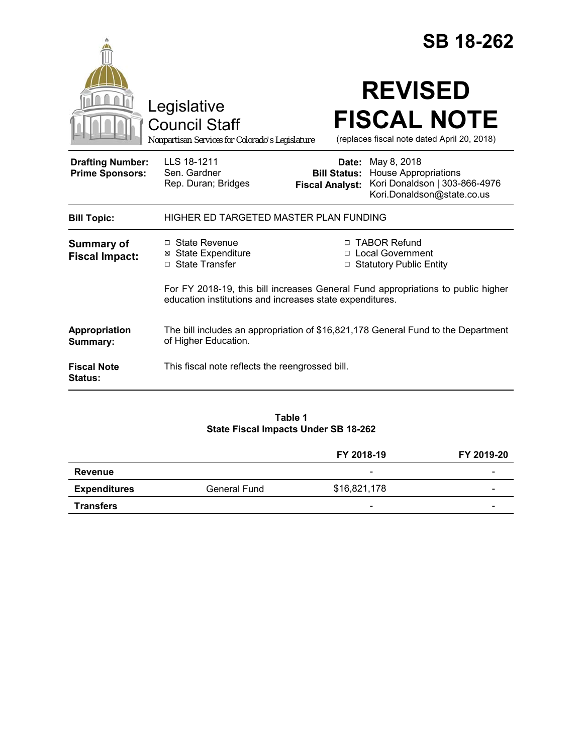# SB 18-262

Legislative Council Staff

*Nonpartisan Services for Colorado's Legislature*

# REVISED FISCAL NOTE

(replaces fiscal note dated April 20, 2018)

| | | | |
|---|---|---|---|
| **Drafting Number:** | LLS 18-1211 | **Date:** | May 8, 2018 |
| **Prime Sponsors:** | Sen. Gardner<br>Rep. Duran; Bridges | **Bill Status:** | House Appropriations |
| | | **Fiscal Analyst:** | Kori Donaldson \| 303-866-4976<br>Kori.Donaldson@state.co.us |

**Bill Topic:** HIGHER ED TARGETED MASTER PLAN FUNDING

**Summary of Fiscal Impact:**

☐ State Revenue
☒ State Expenditure
☐ State Transfer
☐ TABOR Refund
☐ Local Government
☐ Statutory Public Entity

For FY 2018-19, this bill increases General Fund appropriations to public higher education institutions and increases state expenditures.

**Appropriation Summary:** The bill includes an appropriation of $16,821,178 General Fund to the Department of Higher Education.

**Fiscal Note Status:** This fiscal note reflects the reengrossed bill.

**Table 1**
**State Fiscal Impacts Under SB 18-262**

| | | FY 2018-19 | FY 2019-20 |
|---|---|---|---|
| **Revenue** | | - | - |
| **Expenditures** | General Fund | $16,821,178 | - |
| **Transfers** | | - | - |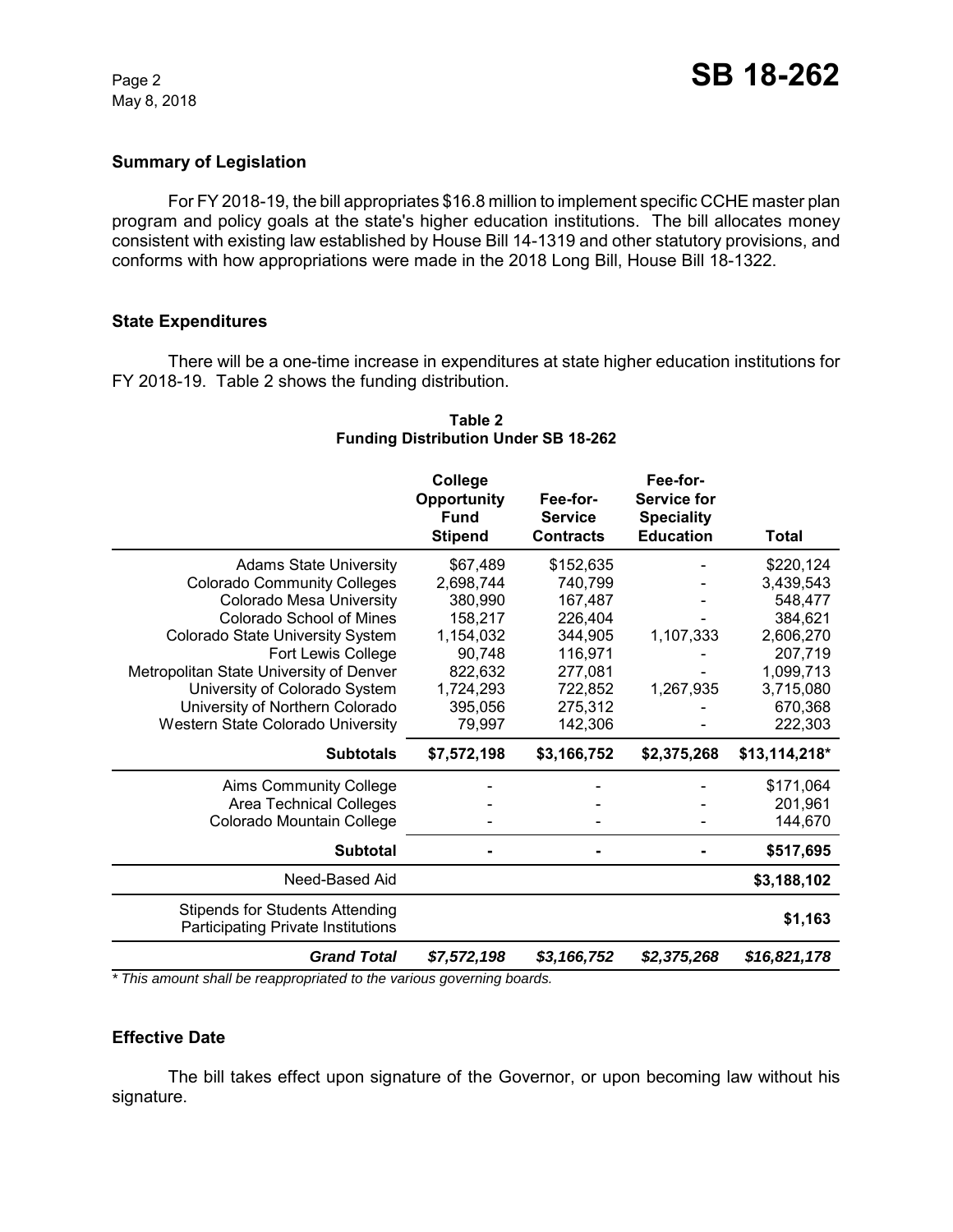## Summary of Legislation

For FY 2018-19, the bill appropriates $16.8 million to implement specific CCHE master plan program and policy goals at the state's higher education institutions. The bill allocates money consistent with existing law established by House Bill 14-1319 and other statutory provisions, and conforms with how appropriations were made in the 2018 Long Bill, House Bill 18-1322.

## State Expenditures

There will be a one-time increase in expenditures at state higher education institutions for FY 2018-19. Table 2 shows the funding distribution.

**Table 2**
**Funding Distribution Under SB 18-262**

| | College Opportunity Fund Stipend | Fee-for-Service Contracts | Fee-for-Service for Speciality Education | Total |
|---|---|---|---|---|
| Adams State University | $67,489 | $152,635 | - | $220,124 |
| Colorado Community Colleges | 2,698,744 | 740,799 | - | 3,439,543 |
| Colorado Mesa University | 380,990 | 167,487 | - | 548,477 |
| Colorado School of Mines | 158,217 | 226,404 | - | 384,621 |
| Colorado State University System | 1,154,032 | 344,905 | 1,107,333 | 2,606,270 |
| Fort Lewis College | 90,748 | 116,971 | - | 207,719 |
| Metropolitan State University of Denver | 822,632 | 277,081 | - | 1,099,713 |
| University of Colorado System | 1,724,293 | 722,852 | 1,267,935 | 3,715,080 |
| University of Northern Colorado | 395,056 | 275,312 | - | 670,368 |
| Western State Colorado University | 79,997 | 142,306 | - | 222,303 |
| **Subtotals** | **$7,572,198** | **$3,166,752** | **$2,375,268** | **$13,114,218*** |
| Aims Community College | - | - | - | $171,064 |
| Area Technical Colleges | - | - | - | 201,961 |
| Colorado Mountain College | - | - | - | 144,670 |
| **Subtotal** | **-** | **-** | **-** | **$517,695** |
| Need-Based Aid | | | | **$3,188,102** |
| Stipends for Students Attending Participating Private Institutions | | | | **$1,163** |
| ***Grand Total*** | ***$7,572,198*** | ***$3,166,752*** | ***$2,375,268*** | ***$16,821,178*** |

*\* This amount shall be reappropriated to the various governing boards.*

## Effective Date

The bill takes effect upon signature of the Governor, or upon becoming law without his signature.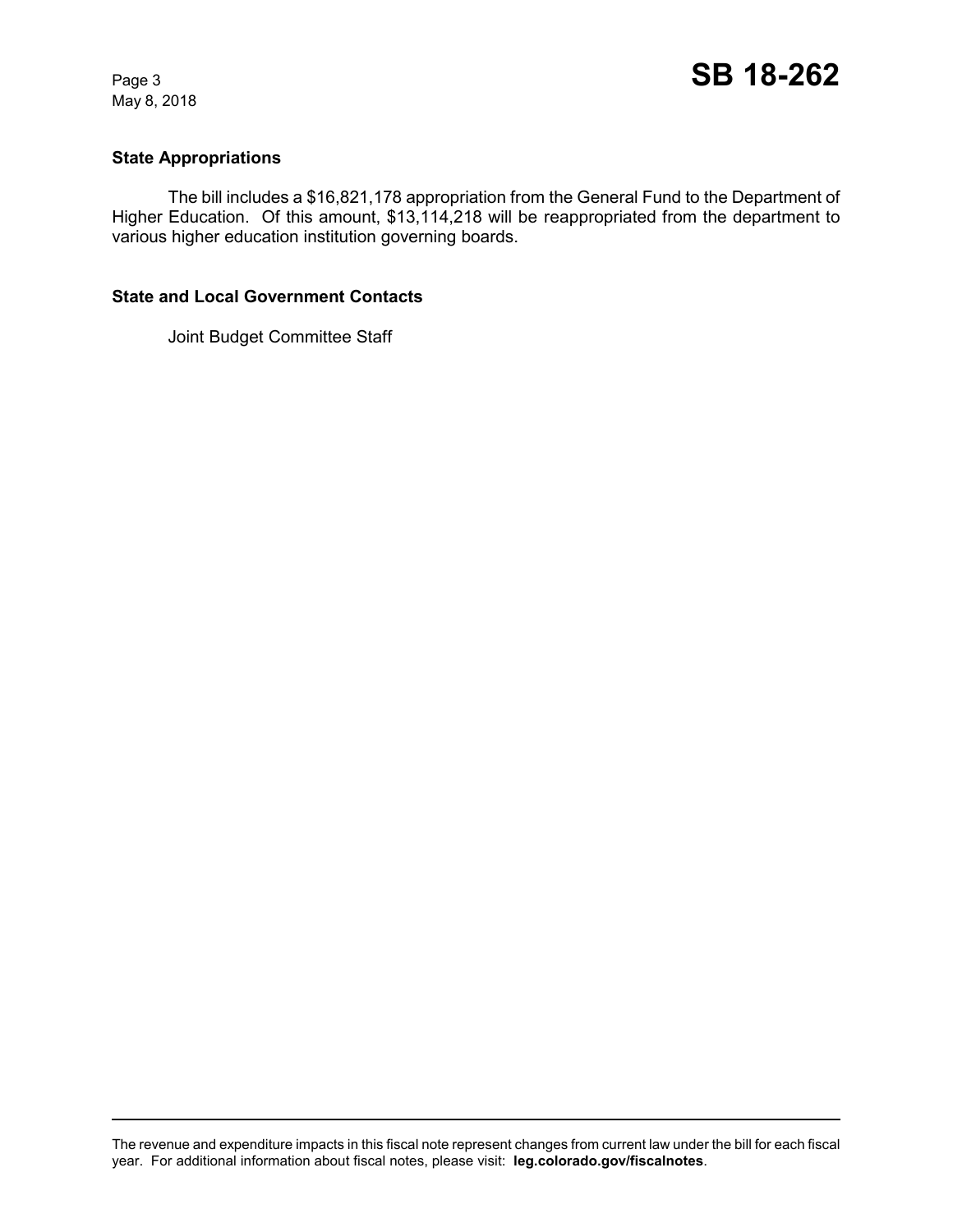## State Appropriations

The bill includes a $16,821,178 appropriation from the General Fund to the Department of Higher Education. Of this amount, $13,114,218 will be reappropriated from the department to various higher education institution governing boards.

## State and Local Government Contacts

Joint Budget Committee Staff

The revenue and expenditure impacts in this fiscal note represent changes from current law under the bill for each fiscal year. For additional information about fiscal notes, please visit: **leg.colorado.gov/fiscalnotes**.